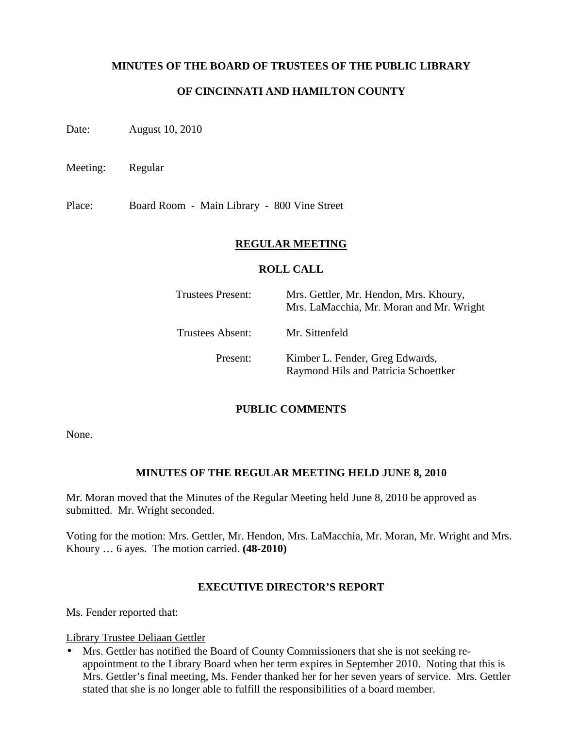# MINUTES OF THE BOARD OF TRUSTEES OF THE PUBLIC LIBRARY

# OF CINCINNATI AND HAMILTON COUNTY

Date: August 10, 2010

Meeting: Regular

Place: Board Room - Main Library - 800 Vine Street

## REGULAR MEETING

### ROLL CALL

| | |
|---|---|
| Trustees Present: | Mrs. Gettler, Mr. Hendon, Mrs. Khoury, Mrs. LaMacchia, Mr. Moran and Mr. Wright |
| Trustees Absent: | Mr. Sittenfeld |
| Present: | Kimber L. Fender, Greg Edwards, Raymond Hils and Patricia Schoettker |

## PUBLIC COMMENTS

None.

## MINUTES OF THE REGULAR MEETING HELD JUNE 8, 2010

Mr. Moran moved that the Minutes of the Regular Meeting held June 8, 2010 be approved as submitted. Mr. Wright seconded.

Voting for the motion: Mrs. Gettler, Mr. Hendon, Mrs. LaMacchia, Mr. Moran, Mr. Wright and Mrs. Khoury … 6 ayes. The motion carried. **(48-2010)**

## EXECUTIVE DIRECTOR'S REPORT

Ms. Fender reported that:

Library Trustee Deliaan Gettler

- Mrs. Gettler has notified the Board of County Commissioners that she is not seeking re-appointment to the Library Board when her term expires in September 2010. Noting that this is Mrs. Gettler's final meeting, Ms. Fender thanked her for her seven years of service. Mrs. Gettler stated that she is no longer able to fulfill the responsibilities of a board member.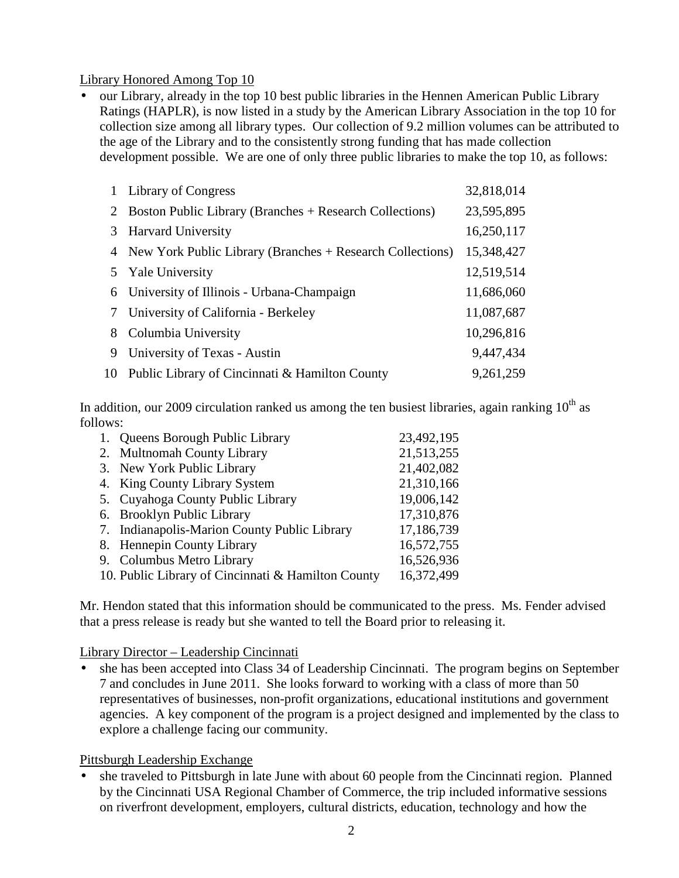Library Honored Among Top 10

- our Library, already in the top 10 best public libraries in the Hennen American Public Library Ratings (HAPLR), is now listed in a study by the American Library Association in the top 10 for collection size among all library types. Our collection of 9.2 million volumes can be attributed to the age of the Library and to the consistently strong funding that has made collection development possible. We are one of only three public libraries to make the top 10, as follows:

| | | |
|---|---|---|
| 1 | Library of Congress | 32,818,014 |
| 2 | Boston Public Library (Branches + Research Collections) | 23,595,895 |
| 3 | Harvard University | 16,250,117 |
| 4 | New York Public Library (Branches + Research Collections) | 15,348,427 |
| 5 | Yale University | 12,519,514 |
| 6 | University of Illinois - Urbana-Champaign | 11,686,060 |
| 7 | University of California - Berkeley | 11,087,687 |
| 8 | Columbia University | 10,296,816 |
| 9 | University of Texas - Austin | 9,447,434 |
| 10 | Public Library of Cincinnati & Hamilton County | 9,261,259 |

In addition, our 2009 circulation ranked us among the ten busiest libraries, again ranking 10th as follows:

| | |
|---|---|
| 1. Queens Borough Public Library | 23,492,195 |
| 2. Multnomah County Library | 21,513,255 |
| 3. New York Public Library | 21,402,082 |
| 4. King County Library System | 21,310,166 |
| 5. Cuyahoga County Public Library | 19,006,142 |
| 6. Brooklyn Public Library | 17,310,876 |
| 7. Indianapolis-Marion County Public Library | 17,186,739 |
| 8. Hennepin County Library | 16,572,755 |
| 9. Columbus Metro Library | 16,526,936 |
| 10. Public Library of Cincinnati & Hamilton County | 16,372,499 |

Mr. Hendon stated that this information should be communicated to the press. Ms. Fender advised that a press release is ready but she wanted to tell the Board prior to releasing it.

Library Director – Leadership Cincinnati

- she has been accepted into Class 34 of Leadership Cincinnati. The program begins on September 7 and concludes in June 2011. She looks forward to working with a class of more than 50 representatives of businesses, non-profit organizations, educational institutions and government agencies. A key component of the program is a project designed and implemented by the class to explore a challenge facing our community.

Pittsburgh Leadership Exchange

- she traveled to Pittsburgh in late June with about 60 people from the Cincinnati region. Planned by the Cincinnati USA Regional Chamber of Commerce, the trip included informative sessions on riverfront development, employers, cultural districts, education, technology and how the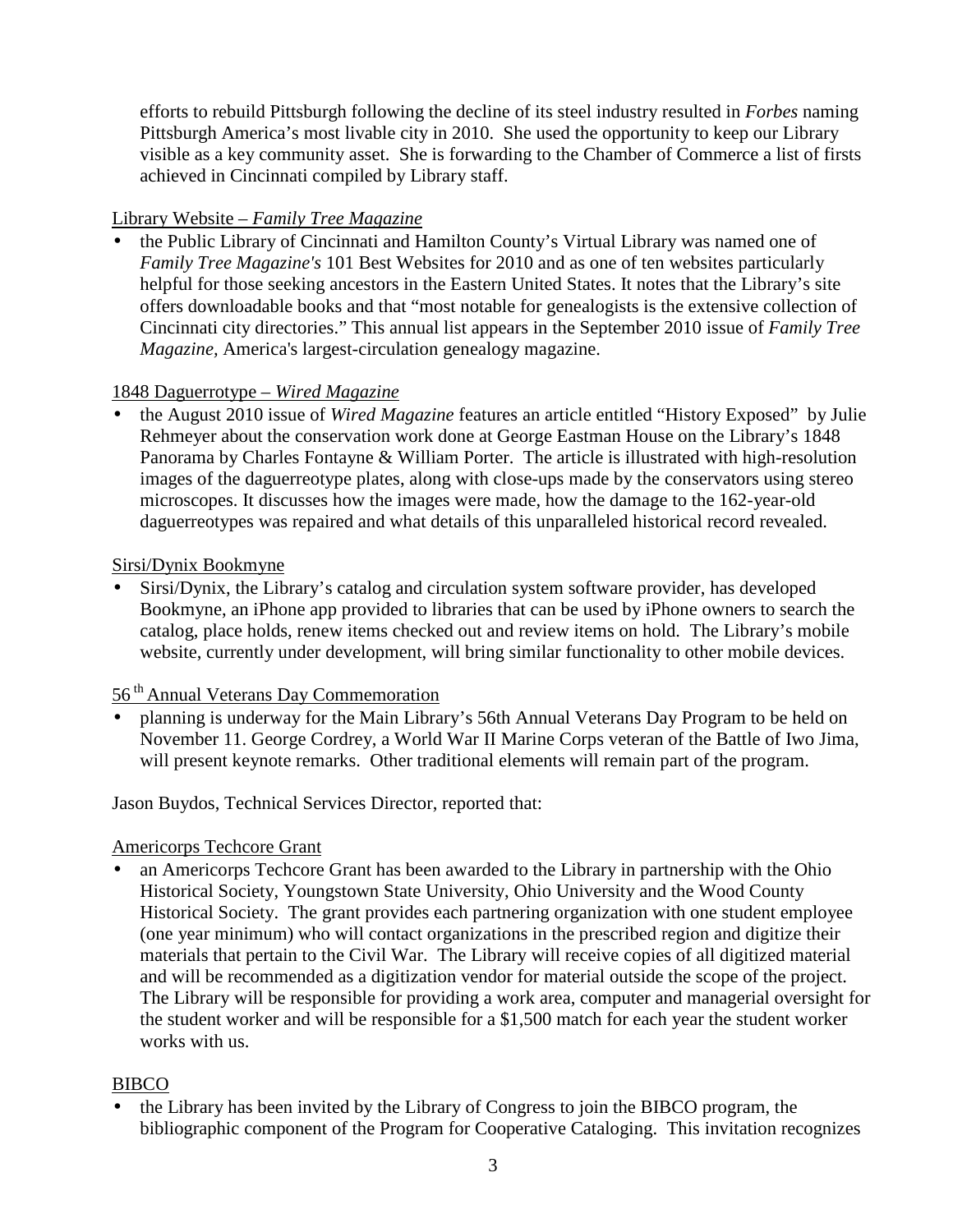efforts to rebuild Pittsburgh following the decline of its steel industry resulted in *Forbes* naming Pittsburgh America's most livable city in 2010. She used the opportunity to keep our Library visible as a key community asset. She is forwarding to the Chamber of Commerce a list of firsts achieved in Cincinnati compiled by Library staff.

Library Website – *Family Tree Magazine*

- the Public Library of Cincinnati and Hamilton County's Virtual Library was named one of *Family Tree Magazine's* 101 Best Websites for 2010 and as one of ten websites particularly helpful for those seeking ancestors in the Eastern United States. It notes that the Library's site offers downloadable books and that "most notable for genealogists is the extensive collection of Cincinnati city directories." This annual list appears in the September 2010 issue of *Family Tree Magazine,* America's largest-circulation genealogy magazine.

1848 Daguerrotype – *Wired Magazine*

- the August 2010 issue of *Wired Magazine* features an article entitled "History Exposed" by Julie Rehmeyer about the conservation work done at George Eastman House on the Library's 1848 Panorama by Charles Fontayne & William Porter. The article is illustrated with high-resolution images of the daguerreotype plates, along with close-ups made by the conservators using stereo microscopes. It discusses how the images were made, how the damage to the 162-year-old daguerreotypes was repaired and what details of this unparalleled historical record revealed.

Sirsi/Dynix Bookmyne

- Sirsi/Dynix, the Library's catalog and circulation system software provider, has developed Bookmyne, an iPhone app provided to libraries that can be used by iPhone owners to search the catalog, place holds, renew items checked out and review items on hold. The Library's mobile website, currently under development, will bring similar functionality to other mobile devices.

56th Annual Veterans Day Commemoration

- planning is underway for the Main Library's 56th Annual Veterans Day Program to be held on November 11. George Cordrey, a World War II Marine Corps veteran of the Battle of Iwo Jima, will present keynote remarks. Other traditional elements will remain part of the program.

Jason Buydos, Technical Services Director, reported that:

Americorps Techcore Grant

- an Americorps Techcore Grant has been awarded to the Library in partnership with the Ohio Historical Society, Youngstown State University, Ohio University and the Wood County Historical Society. The grant provides each partnering organization with one student employee (one year minimum) who will contact organizations in the prescribed region and digitize their materials that pertain to the Civil War. The Library will receive copies of all digitized material and will be recommended as a digitization vendor for material outside the scope of the project. The Library will be responsible for providing a work area, computer and managerial oversight for the student worker and will be responsible for a $1,500 match for each year the student worker works with us.

BIBCO

- the Library has been invited by the Library of Congress to join the BIBCO program, the bibliographic component of the Program for Cooperative Cataloging. This invitation recognizes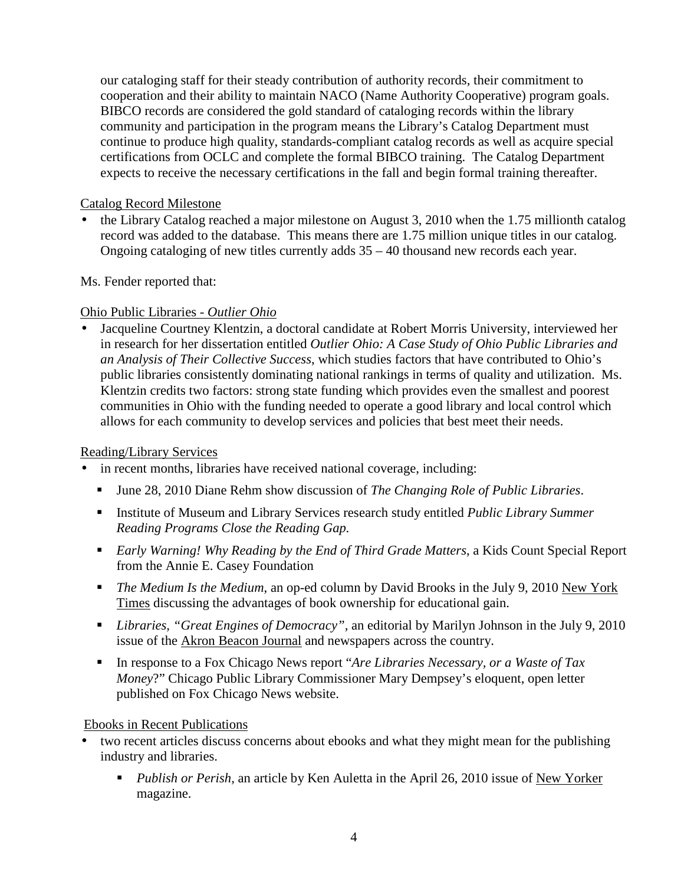our cataloging staff for their steady contribution of authority records, their commitment to cooperation and their ability to maintain NACO (Name Authority Cooperative) program goals. BIBCO records are considered the gold standard of cataloging records within the library community and participation in the program means the Library's Catalog Department must continue to produce high quality, standards-compliant catalog records as well as acquire special certifications from OCLC and complete the formal BIBCO training. The Catalog Department expects to receive the necessary certifications in the fall and begin formal training thereafter.

Catalog Record Milestone

- the Library Catalog reached a major milestone on August 3, 2010 when the 1.75 millionth catalog record was added to the database. This means there are 1.75 million unique titles in our catalog. Ongoing cataloging of new titles currently adds 35 – 40 thousand new records each year.

Ms. Fender reported that:

Ohio Public Libraries - *Outlier Ohio*

- Jacqueline Courtney Klentzin, a doctoral candidate at Robert Morris University, interviewed her in research for her dissertation entitled *Outlier Ohio: A Case Study of Ohio Public Libraries and an Analysis of Their Collective Success*, which studies factors that have contributed to Ohio's public libraries consistently dominating national rankings in terms of quality and utilization. Ms. Klentzin credits two factors: strong state funding which provides even the smallest and poorest communities in Ohio with the funding needed to operate a good library and local control which allows for each community to develop services and policies that best meet their needs.

Reading/Library Services

- in recent months, libraries have received national coverage, including:
  - June 28, 2010 Diane Rehm show discussion of *The Changing Role of Public Libraries*.
  - Institute of Museum and Library Services research study entitled *Public Library Summer Reading Programs Close the Reading Gap.*
  - *Early Warning! Why Reading by the End of Third Grade Matters*, a Kids Count Special Report from the Annie E. Casey Foundation
  - *The Medium Is the Medium*, an op-ed column by David Brooks in the July 9, 2010 New York Times discussing the advantages of book ownership for educational gain.
  - *Libraries, "Great Engines of Democracy"*, an editorial by Marilyn Johnson in the July 9, 2010 issue of the Akron Beacon Journal and newspapers across the country.
  - In response to a Fox Chicago News report "*Are Libraries Necessary, or a Waste of Tax Money*?" Chicago Public Library Commissioner Mary Dempsey's eloquent, open letter published on Fox Chicago News website.

Ebooks in Recent Publications

- two recent articles discuss concerns about ebooks and what they might mean for the publishing industry and libraries.
  - *Publish or Perish*, an article by Ken Auletta in the April 26, 2010 issue of New Yorker magazine.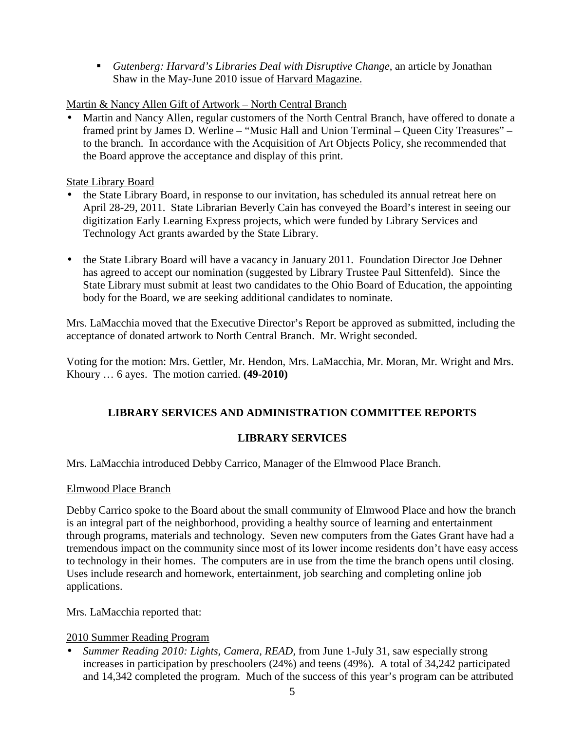- *Gutenberg: Harvard's Libraries Deal with Disruptive Change*, an article by Jonathan Shaw in the May-June 2010 issue of Harvard Magazine.

Martin & Nancy Allen Gift of Artwork – North Central Branch

- Martin and Nancy Allen, regular customers of the North Central Branch, have offered to donate a framed print by James D. Werline – "Music Hall and Union Terminal – Queen City Treasures" – to the branch. In accordance with the Acquisition of Art Objects Policy, she recommended that the Board approve the acceptance and display of this print.

State Library Board

- the State Library Board, in response to our invitation, has scheduled its annual retreat here on April 28-29, 2011. State Librarian Beverly Cain has conveyed the Board's interest in seeing our digitization Early Learning Express projects, which were funded by Library Services and Technology Act grants awarded by the State Library.

- the State Library Board will have a vacancy in January 2011. Foundation Director Joe Dehner has agreed to accept our nomination (suggested by Library Trustee Paul Sittenfeld). Since the State Library must submit at least two candidates to the Ohio Board of Education, the appointing body for the Board, we are seeking additional candidates to nominate.

Mrs. LaMacchia moved that the Executive Director's Report be approved as submitted, including the acceptance of donated artwork to North Central Branch. Mr. Wright seconded.

Voting for the motion: Mrs. Gettler, Mr. Hendon, Mrs. LaMacchia, Mr. Moran, Mr. Wright and Mrs. Khoury … 6 ayes. The motion carried. **(49-2010)**

## LIBRARY SERVICES AND ADMINISTRATION COMMITTEE REPORTS

### LIBRARY SERVICES

Mrs. LaMacchia introduced Debby Carrico, Manager of the Elmwood Place Branch.

Elmwood Place Branch

Debby Carrico spoke to the Board about the small community of Elmwood Place and how the branch is an integral part of the neighborhood, providing a healthy source of learning and entertainment through programs, materials and technology. Seven new computers from the Gates Grant have had a tremendous impact on the community since most of its lower income residents don't have easy access to technology in their homes. The computers are in use from the time the branch opens until closing. Uses include research and homework, entertainment, job searching and completing online job applications.

Mrs. LaMacchia reported that:

2010 Summer Reading Program

- *Summer Reading 2010: Lights, Camera, READ*, from June 1-July 31, saw especially strong increases in participation by preschoolers (24%) and teens (49%). A total of 34,242 participated and 14,342 completed the program. Much of the success of this year's program can be attributed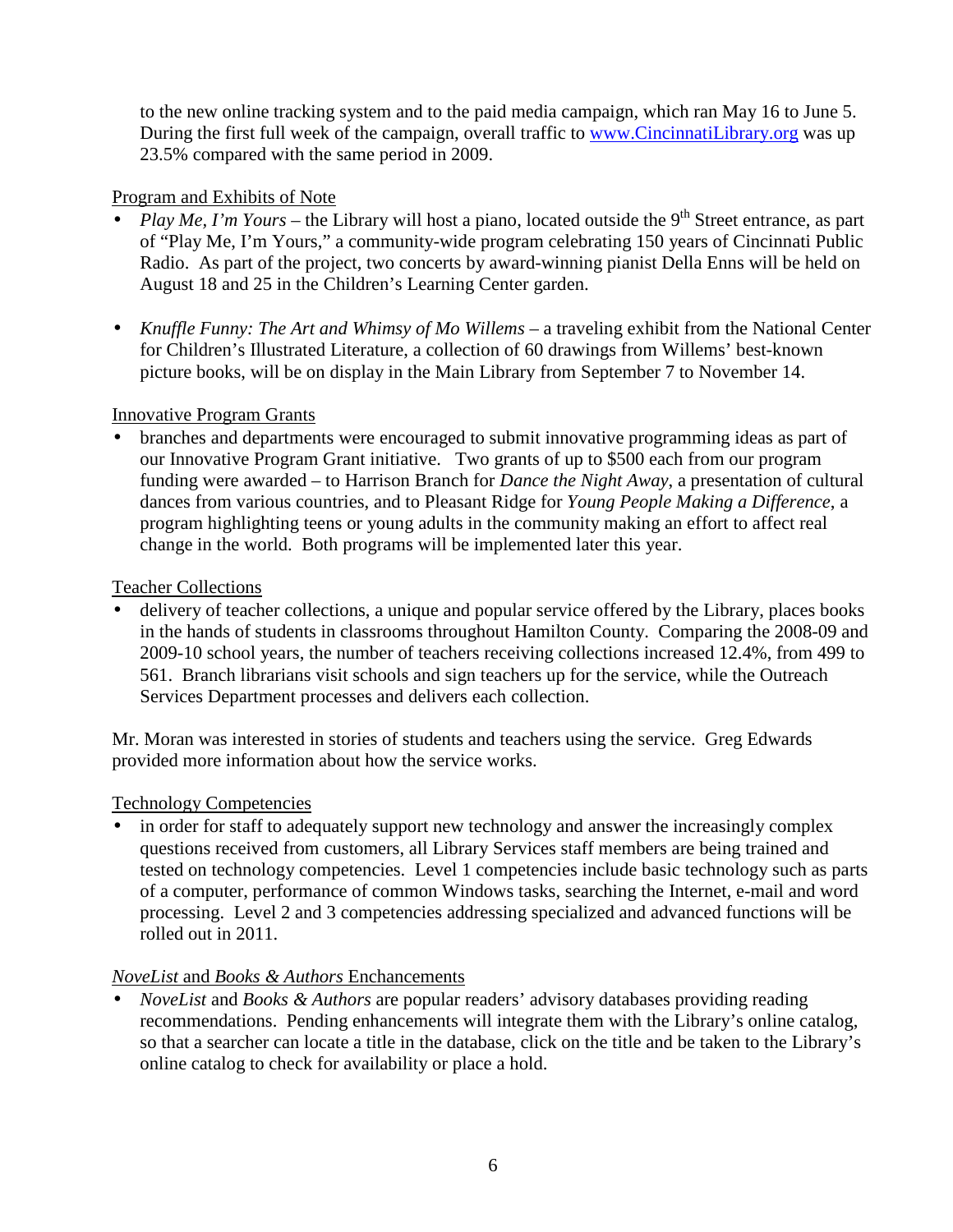to the new online tracking system and to the paid media campaign, which ran May 16 to June 5. During the first full week of the campaign, overall traffic to www.CincinnatiLibrary.org was up 23.5% compared with the same period in 2009.

Program and Exhibits of Note

- *Play Me, I'm Yours* – the Library will host a piano, located outside the 9th Street entrance, as part of "Play Me, I'm Yours," a community-wide program celebrating 150 years of Cincinnati Public Radio. As part of the project, two concerts by award-winning pianist Della Enns will be held on August 18 and 25 in the Children's Learning Center garden.

- *Knuffle Funny: The Art and Whimsy of Mo Willems* – a traveling exhibit from the National Center for Children's Illustrated Literature, a collection of 60 drawings from Willems' best-known picture books, will be on display in the Main Library from September 7 to November 14.

Innovative Program Grants

- branches and departments were encouraged to submit innovative programming ideas as part of our Innovative Program Grant initiative. Two grants of up to $500 each from our program funding were awarded – to Harrison Branch for *Dance the Night Away*, a presentation of cultural dances from various countries, and to Pleasant Ridge for *Young People Making a Difference*, a program highlighting teens or young adults in the community making an effort to affect real change in the world. Both programs will be implemented later this year.

Teacher Collections

- delivery of teacher collections, a unique and popular service offered by the Library, places books in the hands of students in classrooms throughout Hamilton County. Comparing the 2008-09 and 2009-10 school years, the number of teachers receiving collections increased 12.4%, from 499 to 561. Branch librarians visit schools and sign teachers up for the service, while the Outreach Services Department processes and delivers each collection.

Mr. Moran was interested in stories of students and teachers using the service. Greg Edwards provided more information about how the service works.

Technology Competencies

- in order for staff to adequately support new technology and answer the increasingly complex questions received from customers, all Library Services staff members are being trained and tested on technology competencies. Level 1 competencies include basic technology such as parts of a computer, performance of common Windows tasks, searching the Internet, e-mail and word processing. Level 2 and 3 competencies addressing specialized and advanced functions will be rolled out in 2011.

*NoveList* and *Books & Authors* Enchancements

- *NoveList* and *Books & Authors* are popular readers' advisory databases providing reading recommendations. Pending enhancements will integrate them with the Library's online catalog, so that a searcher can locate a title in the database, click on the title and be taken to the Library's online catalog to check for availability or place a hold.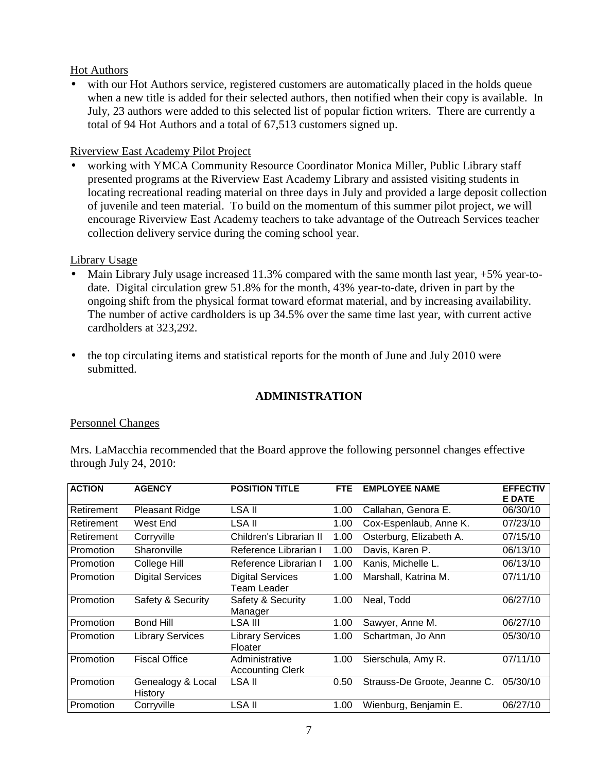Hot Authors

- with our Hot Authors service, registered customers are automatically placed in the holds queue when a new title is added for their selected authors, then notified when their copy is available. In July, 23 authors were added to this selected list of popular fiction writers. There are currently a total of 94 Hot Authors and a total of 67,513 customers signed up.

Riverview East Academy Pilot Project

- working with YMCA Community Resource Coordinator Monica Miller, Public Library staff presented programs at the Riverview East Academy Library and assisted visiting students in locating recreational reading material on three days in July and provided a large deposit collection of juvenile and teen material. To build on the momentum of this summer pilot project, we will encourage Riverview East Academy teachers to take advantage of the Outreach Services teacher collection delivery service during the coming school year.

Library Usage

- Main Library July usage increased 11.3% compared with the same month last year, +5% year-to-date. Digital circulation grew 51.8% for the month, 43% year-to-date, driven in part by the ongoing shift from the physical format toward eformat material, and by increasing availability. The number of active cardholders is up 34.5% over the same time last year, with current active cardholders at 323,292.

- the top circulating items and statistical reports for the month of June and July 2010 were submitted.

## ADMINISTRATION

Personnel Changes

Mrs. LaMacchia recommended that the Board approve the following personnel changes effective through July 24, 2010:

| ACTION | AGENCY | POSITION TITLE | FTE | EMPLOYEE NAME | EFFECTIVE DATE |
|---|---|---|---|---|---|
| Retirement | Pleasant Ridge | LSA II | 1.00 | Callahan, Genora E. | 06/30/10 |
| Retirement | West End | LSA II | 1.00 | Cox-Espenlaub, Anne K. | 07/23/10 |
| Retirement | Corryville | Children's Librarian II | 1.00 | Osterburg, Elizabeth A. | 07/15/10 |
| Promotion | Sharonville | Reference Librarian I | 1.00 | Davis, Karen P. | 06/13/10 |
| Promotion | College Hill | Reference Librarian I | 1.00 | Kanis, Michelle L. | 06/13/10 |
| Promotion | Digital Services | Digital Services Team Leader | 1.00 | Marshall, Katrina M. | 07/11/10 |
| Promotion | Safety & Security | Safety & Security Manager | 1.00 | Neal, Todd | 06/27/10 |
| Promotion | Bond Hill | LSA III | 1.00 | Sawyer, Anne M. | 06/27/10 |
| Promotion | Library Services | Library Services Floater | 1.00 | Schartman, Jo Ann | 05/30/10 |
| Promotion | Fiscal Office | Administrative Accounting Clerk | 1.00 | Sierschula, Amy R. | 07/11/10 |
| Promotion | Genealogy & Local History | LSA II | 0.50 | Strauss-De Groote, Jeanne C. | 05/30/10 |
| Promotion | Corryville | LSA II | 1.00 | Wienburg, Benjamin E. | 06/27/10 |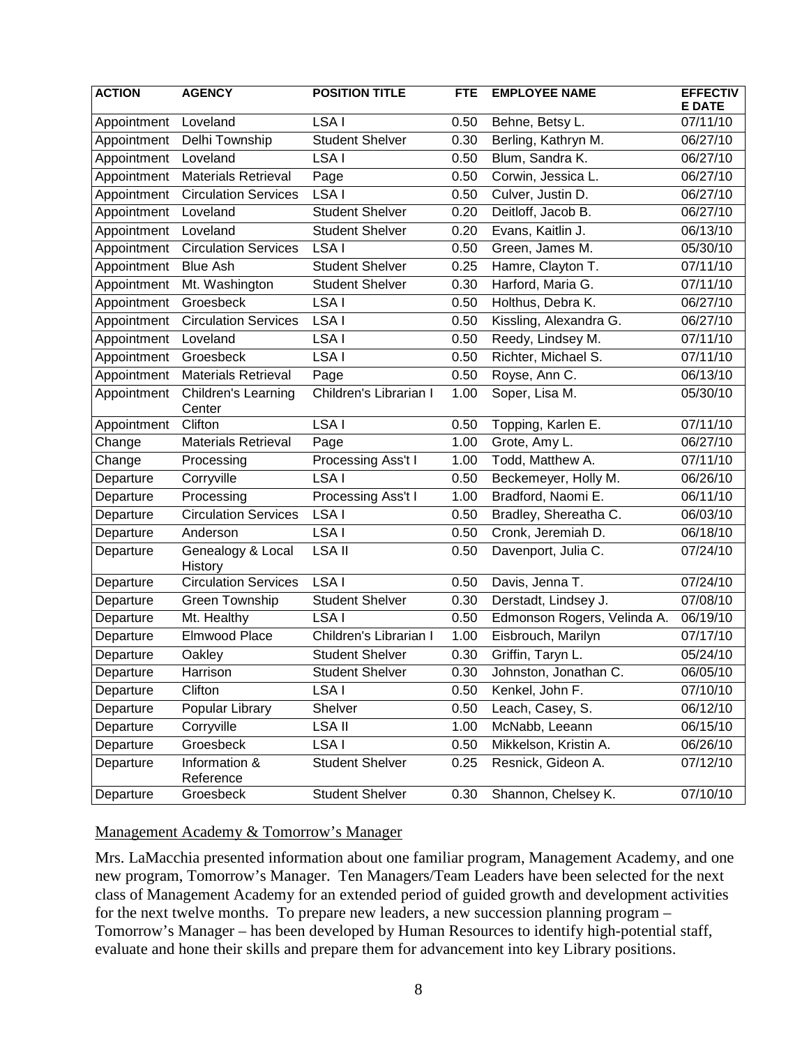| ACTION | AGENCY | POSITION TITLE | FTE | EMPLOYEE NAME | EFFECTIVE DATE |
|---|---|---|---|---|---|
| Appointment | Loveland | LSA I | 0.50 | Behne, Betsy L. | 07/11/10 |
| Appointment | Delhi Township | Student Shelver | 0.30 | Berling, Kathryn M. | 06/27/10 |
| Appointment | Loveland | LSA I | 0.50 | Blum, Sandra K. | 06/27/10 |
| Appointment | Materials Retrieval | Page | 0.50 | Corwin, Jessica L. | 06/27/10 |
| Appointment | Circulation Services | LSA I | 0.50 | Culver, Justin D. | 06/27/10 |
| Appointment | Loveland | Student Shelver | 0.20 | Deitloff, Jacob B. | 06/27/10 |
| Appointment | Loveland | Student Shelver | 0.20 | Evans, Kaitlin J. | 06/13/10 |
| Appointment | Circulation Services | LSA I | 0.50 | Green, James M. | 05/30/10 |
| Appointment | Blue Ash | Student Shelver | 0.25 | Hamre, Clayton T. | 07/11/10 |
| Appointment | Mt. Washington | Student Shelver | 0.30 | Harford, Maria G. | 07/11/10 |
| Appointment | Groesbeck | LSA I | 0.50 | Holthus, Debra K. | 06/27/10 |
| Appointment | Circulation Services | LSA I | 0.50 | Kissling, Alexandra G. | 06/27/10 |
| Appointment | Loveland | LSA I | 0.50 | Reedy, Lindsey M. | 07/11/10 |
| Appointment | Groesbeck | LSA I | 0.50 | Richter, Michael S. | 07/11/10 |
| Appointment | Materials Retrieval | Page | 0.50 | Royse, Ann C. | 06/13/10 |
| Appointment | Children's Learning Center | Children's Librarian I | 1.00 | Soper, Lisa M. | 05/30/10 |
| Appointment | Clifton | LSA I | 0.50 | Topping, Karlen E. | 07/11/10 |
| Change | Materials Retrieval | Page | 1.00 | Grote, Amy L. | 06/27/10 |
| Change | Processing | Processing Ass't I | 1.00 | Todd, Matthew A. | 07/11/10 |
| Departure | Corryville | LSA I | 0.50 | Beckemeyer, Holly M. | 06/26/10 |
| Departure | Processing | Processing Ass't I | 1.00 | Bradford, Naomi E. | 06/11/10 |
| Departure | Circulation Services | LSA I | 0.50 | Bradley, Shereatha C. | 06/03/10 |
| Departure | Anderson | LSA I | 0.50 | Cronk, Jeremiah D. | 06/18/10 |
| Departure | Genealogy & Local History | LSA II | 0.50 | Davenport, Julia C. | 07/24/10 |
| Departure | Circulation Services | LSA I | 0.50 | Davis, Jenna T. | 07/24/10 |
| Departure | Green Township | Student Shelver | 0.30 | Derstadt, Lindsey J. | 07/08/10 |
| Departure | Mt. Healthy | LSA I | 0.50 | Edmonson Rogers, Velinda A. | 06/19/10 |
| Departure | Elmwood Place | Children's Librarian I | 1.00 | Eisbrouch, Marilyn | 07/17/10 |
| Departure | Oakley | Student Shelver | 0.30 | Griffin, Taryn L. | 05/24/10 |
| Departure | Harrison | Student Shelver | 0.30 | Johnston, Jonathan C. | 06/05/10 |
| Departure | Clifton | LSA I | 0.50 | Kenkel, John F. | 07/10/10 |
| Departure | Popular Library | Shelver | 0.50 | Leach, Casey, S. | 06/12/10 |
| Departure | Corryville | LSA II | 1.00 | McNabb, Leeann | 06/15/10 |
| Departure | Groesbeck | LSA I | 0.50 | Mikkelson, Kristin A. | 06/26/10 |
| Departure | Information & Reference | Student Shelver | 0.25 | Resnick, Gideon A. | 07/12/10 |
| Departure | Groesbeck | Student Shelver | 0.30 | Shannon, Chelsey K. | 07/10/10 |

Management Academy & Tomorrow's Manager

Mrs. LaMacchia presented information about one familiar program, Management Academy, and one new program, Tomorrow's Manager. Ten Managers/Team Leaders have been selected for the next class of Management Academy for an extended period of guided growth and development activities for the next twelve months. To prepare new leaders, a new succession planning program – Tomorrow's Manager – has been developed by Human Resources to identify high-potential staff, evaluate and hone their skills and prepare them for advancement into key Library positions.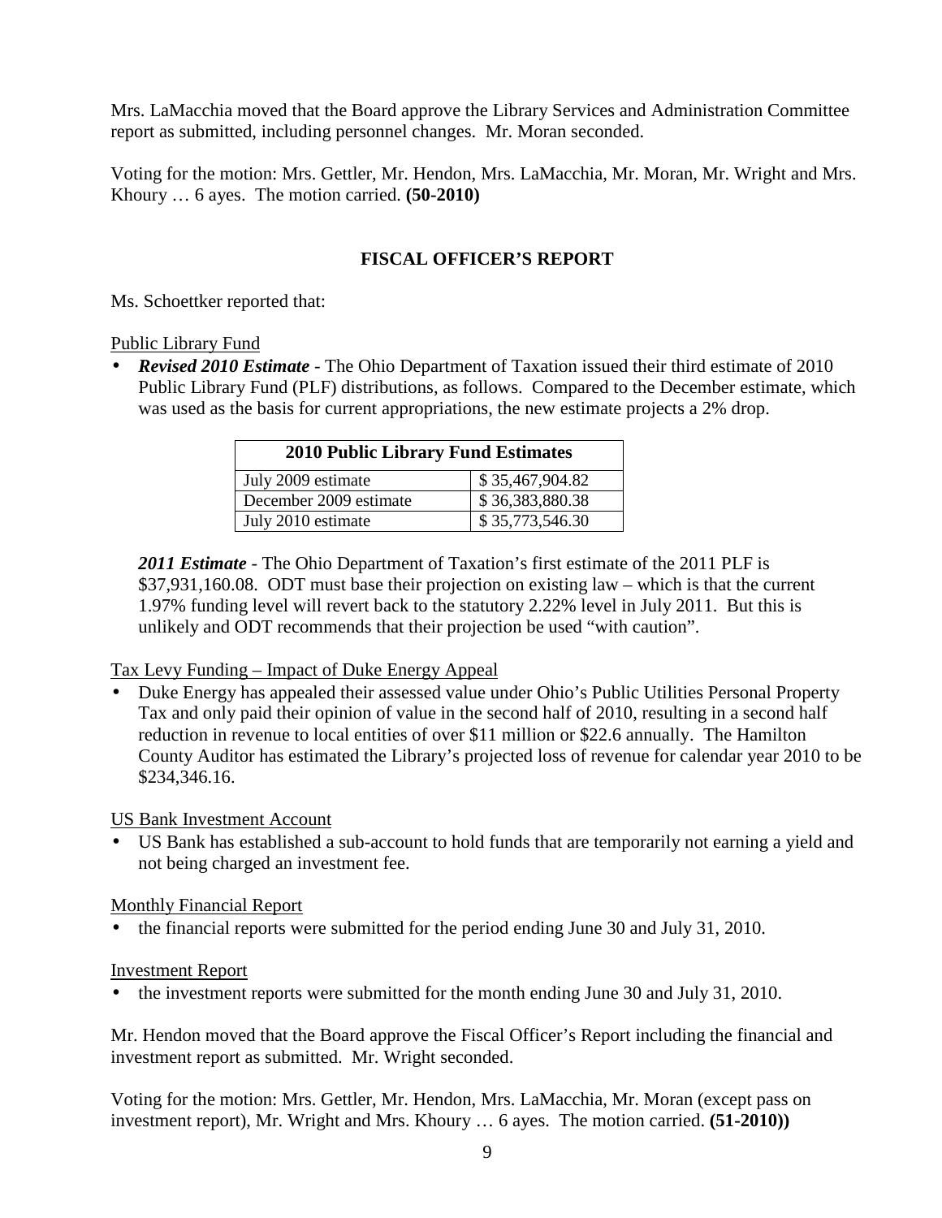Mrs. LaMacchia moved that the Board approve the Library Services and Administration Committee report as submitted, including personnel changes. Mr. Moran seconded.

Voting for the motion: Mrs. Gettler, Mr. Hendon, Mrs. LaMacchia, Mr. Moran, Mr. Wright and Mrs. Khoury … 6 ayes. The motion carried. **(50-2010)**

## FISCAL OFFICER'S REPORT

Ms. Schoettker reported that:

Public Library Fund

- ***Revised 2010 Estimate*** - The Ohio Department of Taxation issued their third estimate of 2010 Public Library Fund (PLF) distributions, as follows. Compared to the December estimate, which was used as the basis for current appropriations, the new estimate projects a 2% drop.

| 2010 Public Library Fund Estimates | |
|---|---|
| July 2009 estimate | $ 35,467,904.82 |
| December 2009 estimate | $ 36,383,880.38 |
| July 2010 estimate | $ 35,773,546.30 |

***2011 Estimate*** - The Ohio Department of Taxation's first estimate of the 2011 PLF is $37,931,160.08. ODT must base their projection on existing law – which is that the current 1.97% funding level will revert back to the statutory 2.22% level in July 2011. But this is unlikely and ODT recommends that their projection be used "with caution".

Tax Levy Funding – Impact of Duke Energy Appeal

- Duke Energy has appealed their assessed value under Ohio's Public Utilities Personal Property Tax and only paid their opinion of value in the second half of 2010, resulting in a second half reduction in revenue to local entities of over $11 million or $22.6 annually. The Hamilton County Auditor has estimated the Library's projected loss of revenue for calendar year 2010 to be $234,346.16.

US Bank Investment Account

- US Bank has established a sub-account to hold funds that are temporarily not earning a yield and not being charged an investment fee.

Monthly Financial Report

- the financial reports were submitted for the period ending June 30 and July 31, 2010.

Investment Report

- the investment reports were submitted for the month ending June 30 and July 31, 2010.

Mr. Hendon moved that the Board approve the Fiscal Officer's Report including the financial and investment report as submitted. Mr. Wright seconded.

Voting for the motion: Mrs. Gettler, Mr. Hendon, Mrs. LaMacchia, Mr. Moran (except pass on investment report), Mr. Wright and Mrs. Khoury … 6 ayes. The motion carried. **(51-2010))**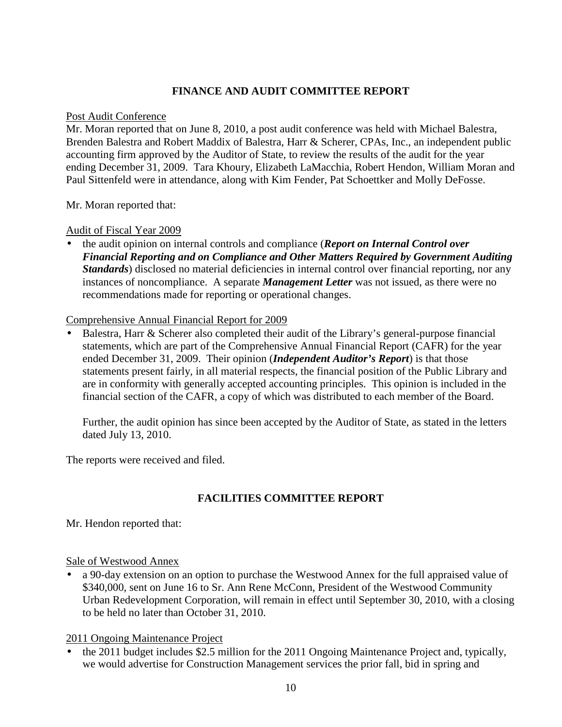## FINANCE AND AUDIT COMMITTEE REPORT

Post Audit Conference

Mr. Moran reported that on June 8, 2010, a post audit conference was held with Michael Balestra, Brenden Balestra and Robert Maddix of Balestra, Harr & Scherer, CPAs, Inc., an independent public accounting firm approved by the Auditor of State, to review the results of the audit for the year ending December 31, 2009. Tara Khoury, Elizabeth LaMacchia, Robert Hendon, William Moran and Paul Sittenfeld were in attendance, along with Kim Fender, Pat Schoettker and Molly DeFosse.

Mr. Moran reported that:

Audit of Fiscal Year 2009

- the audit opinion on internal controls and compliance (***Report on Internal Control over Financial Reporting and on Compliance and Other Matters Required by Government Auditing Standards***) disclosed no material deficiencies in internal control over financial reporting, nor any instances of noncompliance. A separate ***Management Letter*** was not issued, as there were no recommendations made for reporting or operational changes.

Comprehensive Annual Financial Report for 2009

- Balestra, Harr & Scherer also completed their audit of the Library's general-purpose financial statements, which are part of the Comprehensive Annual Financial Report (CAFR) for the year ended December 31, 2009. Their opinion (***Independent Auditor's Report***) is that those statements present fairly, in all material respects, the financial position of the Public Library and are in conformity with generally accepted accounting principles. This opinion is included in the financial section of the CAFR, a copy of which was distributed to each member of the Board.

  Further, the audit opinion has since been accepted by the Auditor of State, as stated in the letters dated July 13, 2010.

The reports were received and filed.

## FACILITIES COMMITTEE REPORT

Mr. Hendon reported that:

Sale of Westwood Annex

- a 90-day extension on an option to purchase the Westwood Annex for the full appraised value of $340,000, sent on June 16 to Sr. Ann Rene McConn, President of the Westwood Community Urban Redevelopment Corporation, will remain in effect until September 30, 2010, with a closing to be held no later than October 31, 2010.

2011 Ongoing Maintenance Project

- the 2011 budget includes $2.5 million for the 2011 Ongoing Maintenance Project and, typically, we would advertise for Construction Management services the prior fall, bid in spring and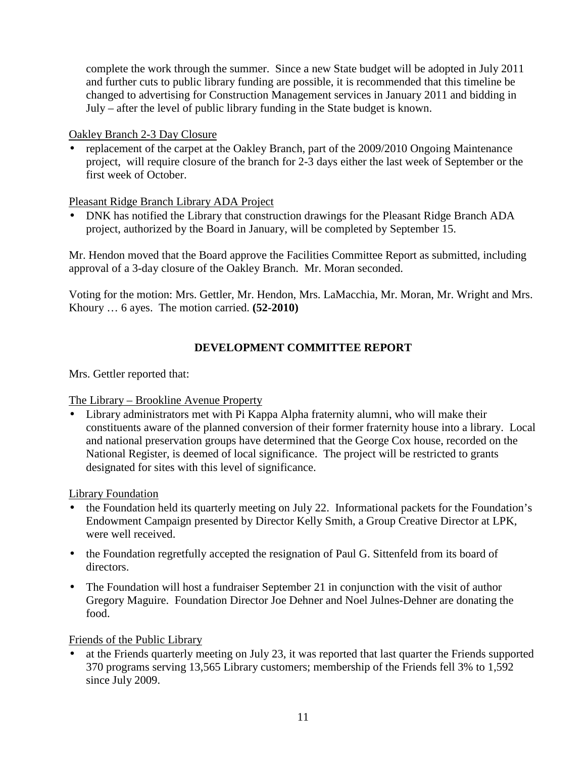complete the work through the summer. Since a new State budget will be adopted in July 2011 and further cuts to public library funding are possible, it is recommended that this timeline be changed to advertising for Construction Management services in January 2011 and bidding in July – after the level of public library funding in the State budget is known.

Oakley Branch 2-3 Day Closure

- replacement of the carpet at the Oakley Branch, part of the 2009/2010 Ongoing Maintenance project, will require closure of the branch for 2-3 days either the last week of September or the first week of October.

Pleasant Ridge Branch Library ADA Project

- DNK has notified the Library that construction drawings for the Pleasant Ridge Branch ADA project, authorized by the Board in January, will be completed by September 15.

Mr. Hendon moved that the Board approve the Facilities Committee Report as submitted, including approval of a 3-day closure of the Oakley Branch. Mr. Moran seconded.

Voting for the motion: Mrs. Gettler, Mr. Hendon, Mrs. LaMacchia, Mr. Moran, Mr. Wright and Mrs. Khoury … 6 ayes. The motion carried. **(52-2010)**

## DEVELOPMENT COMMITTEE REPORT

Mrs. Gettler reported that:

The Library – Brookline Avenue Property

- Library administrators met with Pi Kappa Alpha fraternity alumni, who will make their constituents aware of the planned conversion of their former fraternity house into a library. Local and national preservation groups have determined that the George Cox house, recorded on the National Register, is deemed of local significance. The project will be restricted to grants designated for sites with this level of significance.

Library Foundation

- the Foundation held its quarterly meeting on July 22. Informational packets for the Foundation's Endowment Campaign presented by Director Kelly Smith, a Group Creative Director at LPK, were well received.
- the Foundation regretfully accepted the resignation of Paul G. Sittenfeld from its board of directors.
- The Foundation will host a fundraiser September 21 in conjunction with the visit of author Gregory Maguire. Foundation Director Joe Dehner and Noel Julnes-Dehner are donating the food.

Friends of the Public Library

- at the Friends quarterly meeting on July 23, it was reported that last quarter the Friends supported 370 programs serving 13,565 Library customers; membership of the Friends fell 3% to 1,592 since July 2009.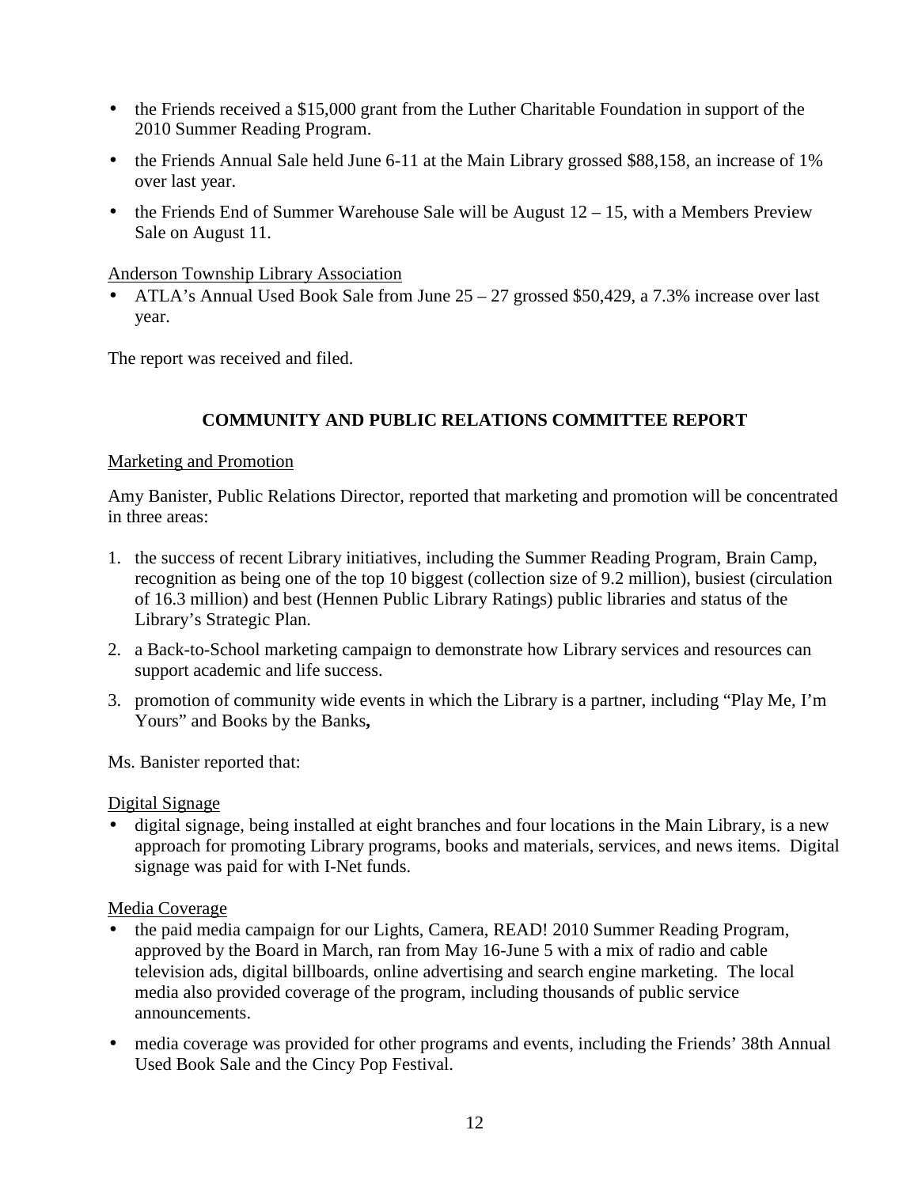- the Friends received a $15,000 grant from the Luther Charitable Foundation in support of the 2010 Summer Reading Program.
- the Friends Annual Sale held June 6-11 at the Main Library grossed $88,158, an increase of 1% over last year.
- the Friends End of Summer Warehouse Sale will be August 12 – 15, with a Members Preview Sale on August 11.

Anderson Township Library Association

- ATLA's Annual Used Book Sale from June 25 – 27 grossed $50,429, a 7.3% increase over last year.

The report was received and filed.

## COMMUNITY AND PUBLIC RELATIONS COMMITTEE REPORT

Marketing and Promotion

Amy Banister, Public Relations Director, reported that marketing and promotion will be concentrated in three areas:

1. the success of recent Library initiatives, including the Summer Reading Program, Brain Camp, recognition as being one of the top 10 biggest (collection size of 9.2 million), busiest (circulation of 16.3 million) and best (Hennen Public Library Ratings) public libraries and status of the Library's Strategic Plan.
2. a Back-to-School marketing campaign to demonstrate how Library services and resources can support academic and life success.
3. promotion of community wide events in which the Library is a partner, including "Play Me, I'm Yours" and Books by the Banks**,**

Ms. Banister reported that:

Digital Signage

- digital signage, being installed at eight branches and four locations in the Main Library, is a new approach for promoting Library programs, books and materials, services, and news items. Digital signage was paid for with I-Net funds.

Media Coverage

- the paid media campaign for our Lights, Camera, READ! 2010 Summer Reading Program, approved by the Board in March, ran from May 16-June 5 with a mix of radio and cable television ads, digital billboards, online advertising and search engine marketing. The local media also provided coverage of the program, including thousands of public service announcements.
- media coverage was provided for other programs and events, including the Friends' 38th Annual Used Book Sale and the Cincy Pop Festival.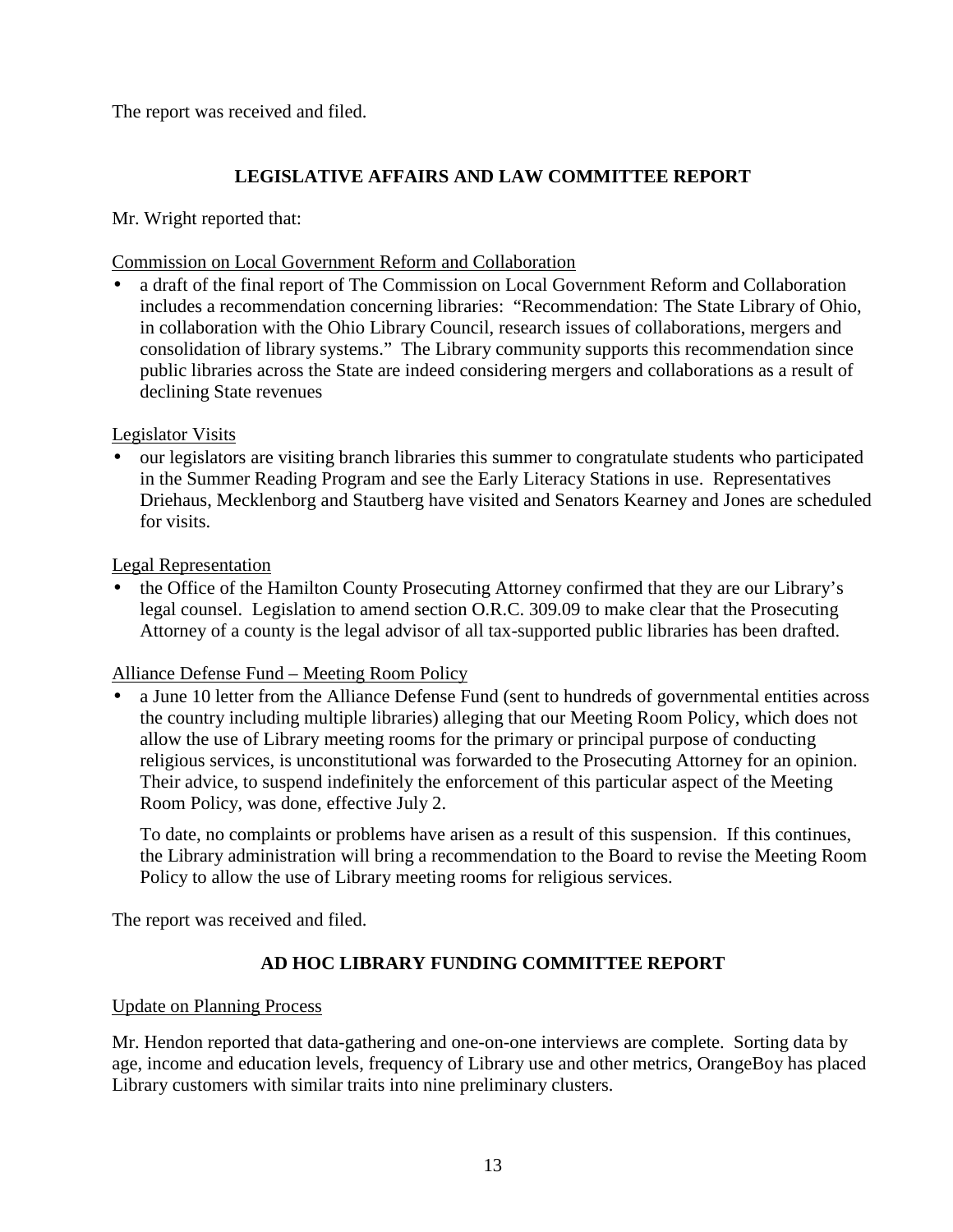The report was received and filed.

## LEGISLATIVE AFFAIRS AND LAW COMMITTEE REPORT

Mr. Wright reported that:

<u>Commission on Local Government Reform and Collaboration</u>

- a draft of the final report of The Commission on Local Government Reform and Collaboration includes a recommendation concerning libraries: "Recommendation: The State Library of Ohio, in collaboration with the Ohio Library Council, research issues of collaborations, mergers and consolidation of library systems." The Library community supports this recommendation since public libraries across the State are indeed considering mergers and collaborations as a result of declining State revenues

<u>Legislator Visits</u>

- our legislators are visiting branch libraries this summer to congratulate students who participated in the Summer Reading Program and see the Early Literacy Stations in use. Representatives Driehaus, Mecklenborg and Stautberg have visited and Senators Kearney and Jones are scheduled for visits.

<u>Legal Representation</u>

- the Office of the Hamilton County Prosecuting Attorney confirmed that they are our Library's legal counsel. Legislation to amend section O.R.C. 309.09 to make clear that the Prosecuting Attorney of a county is the legal advisor of all tax-supported public libraries has been drafted.

<u>Alliance Defense Fund – Meeting Room Policy</u>

- a June 10 letter from the Alliance Defense Fund (sent to hundreds of governmental entities across the country including multiple libraries) alleging that our Meeting Room Policy, which does not allow the use of Library meeting rooms for the primary or principal purpose of conducting religious services, is unconstitutional was forwarded to the Prosecuting Attorney for an opinion. Their advice, to suspend indefinitely the enforcement of this particular aspect of the Meeting Room Policy, was done, effective July 2.

  To date, no complaints or problems have arisen as a result of this suspension. If this continues, the Library administration will bring a recommendation to the Board to revise the Meeting Room Policy to allow the use of Library meeting rooms for religious services.

The report was received and filed.

## AD HOC LIBRARY FUNDING COMMITTEE REPORT

<u>Update on Planning Process</u>

Mr. Hendon reported that data-gathering and one-on-one interviews are complete. Sorting data by age, income and education levels, frequency of Library use and other metrics, OrangeBoy has placed Library customers with similar traits into nine preliminary clusters.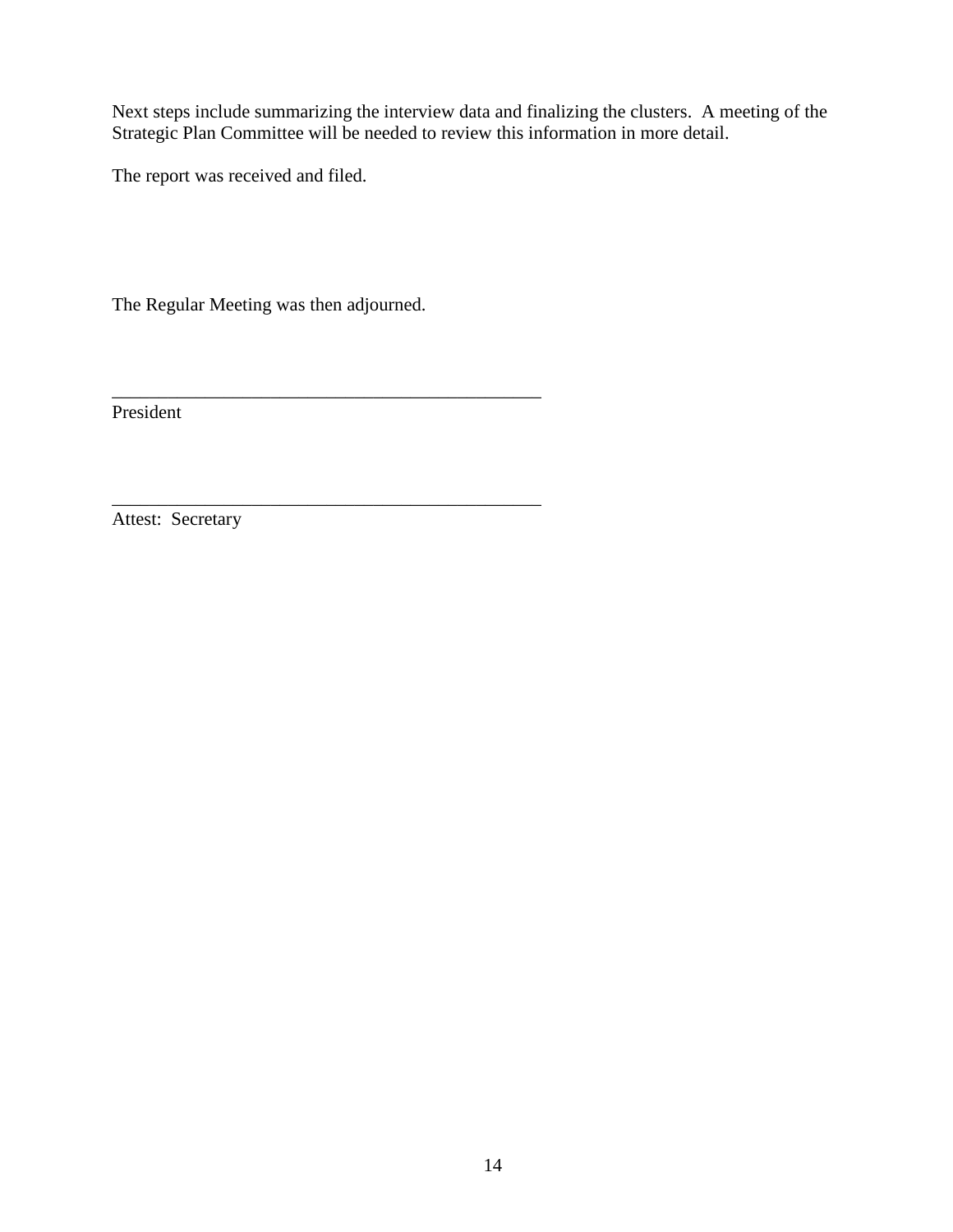Next steps include summarizing the interview data and finalizing the clusters. A meeting of the Strategic Plan Committee will be needed to review this information in more detail.

The report was received and filed.

The Regular Meeting was then adjourned.

_______________________________________________
President

_______________________________________________
Attest: Secretary